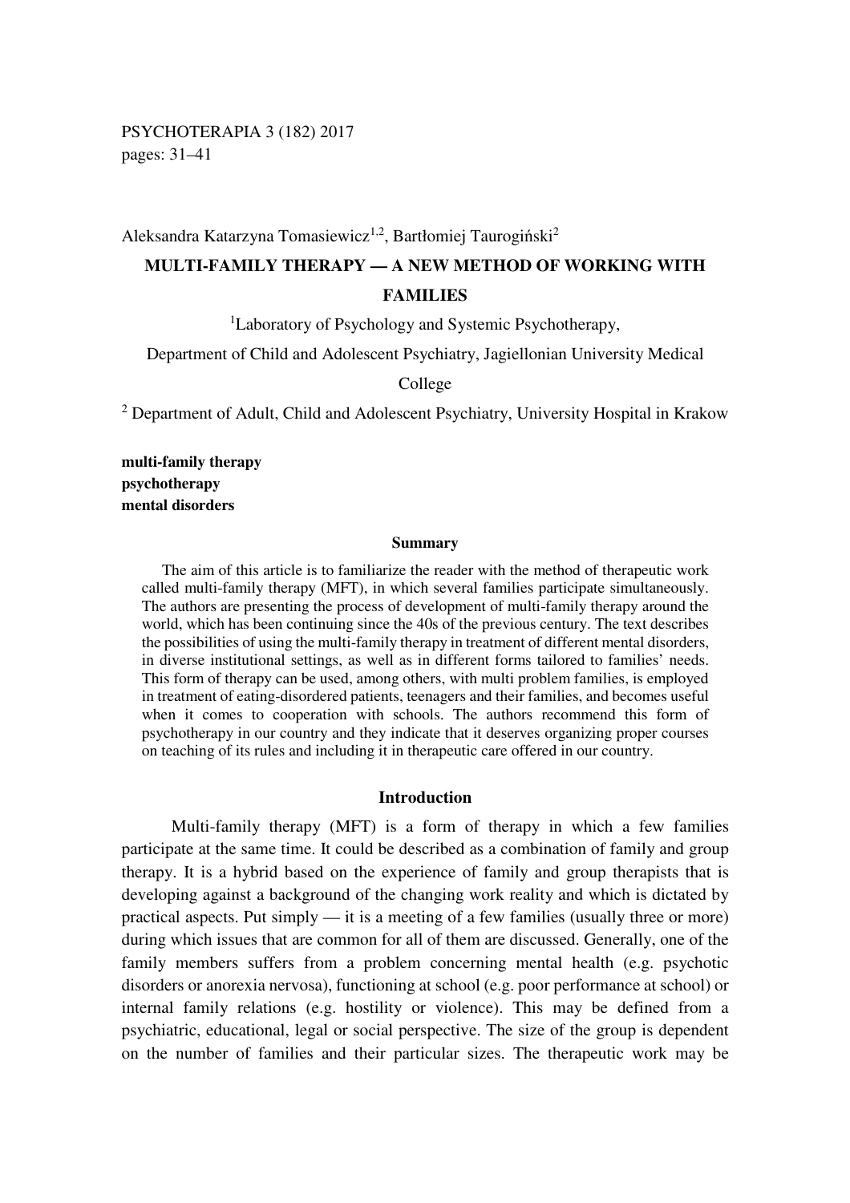Aleksandra Katarzyna Tomasiewicz[1,2], Bartłomiej Tauroginski[2]

# MULTI-FAMILY THERAPY — A NEW METHOD OF WORKING WITH FAMILIES

[1]Laboratory of Psychology and Systemic Psychotherapy,

Department of Child and Adolescent Psychiatry, Jagiellonian University Medical College

[2] Department of Adult, Child and Adolescent Psychiatry, University Hospital in Krakow

**multi-family therapy**
**psychotherapy**
**mental disorders**

### Summary

The aim of this article is to familiarize the reader with the method of therapeutic work called multi-family therapy (MFT), in which several families participate simultaneously. The authors are presenting the process of development of multi-family therapy around the world, which has been continuing since the 40s of the previous century. The text describes the possibilities of using the multi-family therapy in treatment of different mental disorders, in diverse institutional settings, as well as in different forms tailored to families' needs. This form of therapy can be used, among others, with multi problem families, is employed in treatment of eating-disordered patients, teenagers and their families, and becomes useful when it comes to cooperation with schools. The authors recommend this form of psychotherapy in our country and they indicate that it deserves organizing proper courses on teaching of its rules and including it in therapeutic care offered in our country.

## Introduction

Multi-family therapy (MFT) is a form of therapy in which a few families participate at the same time. It could be described as a combination of family and group therapy. It is a hybrid based on the experience of family and group therapists that is developing against a background of the changing work reality and which is dictated by practical aspects. Put simply — it is a meeting of a few families (usually three or more) during which issues that are common for all of them are discussed. Generally, one of the family members suffers from a problem concerning mental health (e.g. psychotic disorders or anorexia nervosa), functioning at school (e.g. poor performance at school) or internal family relations (e.g. hostility or violence). This may be defined from a psychiatric, educational, legal or social perspective. The size of the group is dependent on the number of families and their particular sizes. The therapeutic work may be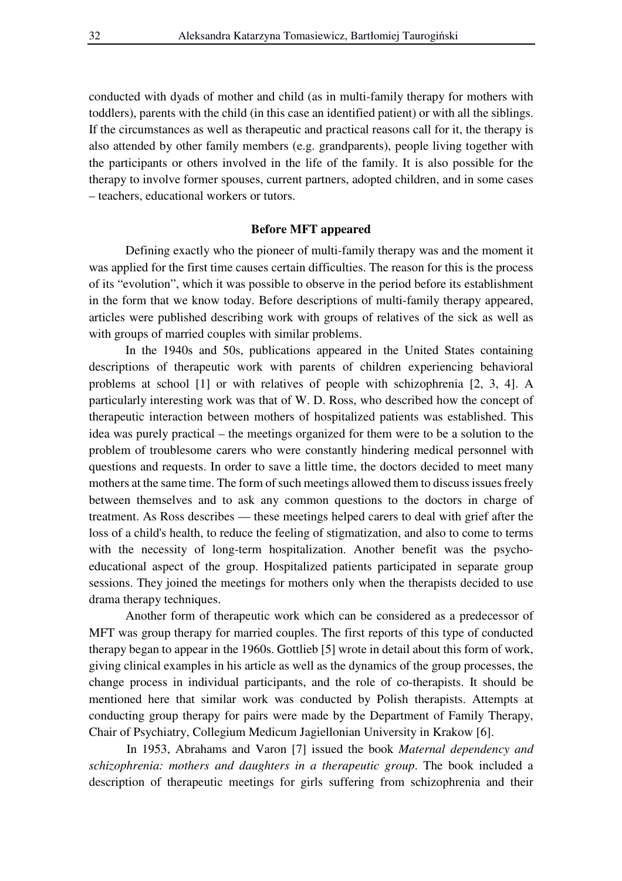conducted with dyads of mother and child (as in multi-family therapy for mothers with toddlers), parents with the child (in this case an identified patient) or with all the siblings. If the circumstances as well as therapeutic and practical reasons call for it, the therapy is also attended by other family members (e.g. grandparents), people living together with the participants or others involved in the life of the family. It is also possible for the therapy to involve former spouses, current partners, adopted children, and in some cases – teachers, educational workers or tutors.

## Before MFT appeared

Defining exactly who the pioneer of multi-family therapy was and the moment it was applied for the first time causes certain difficulties. The reason for this is the process of its "evolution", which it was possible to observe in the period before its establishment in the form that we know today. Before descriptions of multi-family therapy appeared, articles were published describing work with groups of relatives of the sick as well as with groups of married couples with similar problems.

In the 1940s and 50s, publications appeared in the United States containing descriptions of therapeutic work with parents of children experiencing behavioral problems at school [1] or with relatives of people with schizophrenia [2, 3, 4]. A particularly interesting work was that of W. D. Ross, who described how the concept of therapeutic interaction between mothers of hospitalized patients was established. This idea was purely practical – the meetings organized for them were to be a solution to the problem of troublesome carers who were constantly hindering medical personnel with questions and requests. In order to save a little time, the doctors decided to meet many mothers at the same time. The form of such meetings allowed them to discuss issues freely between themselves and to ask any common questions to the doctors in charge of treatment. As Ross describes — these meetings helped carers to deal with grief after the loss of a child's health, to reduce the feeling of stigmatization, and also to come to terms with the necessity of long-term hospitalization. Another benefit was the psycho-educational aspect of the group. Hospitalized patients participated in separate group sessions. They joined the meetings for mothers only when the therapists decided to use drama therapy techniques.

Another form of therapeutic work which can be considered as a predecessor of MFT was group therapy for married couples. The first reports of this type of conducted therapy began to appear in the 1960s. Gottlieb [5] wrote in detail about this form of work, giving clinical examples in his article as well as the dynamics of the group processes, the change process in individual participants, and the role of co-therapists. It should be mentioned here that similar work was conducted by Polish therapists. Attempts at conducting group therapy for pairs were made by the Department of Family Therapy, Chair of Psychiatry, Collegium Medicum Jagiellonian University in Krakow [6].

In 1953, Abrahams and Varon [7] issued the book *Maternal dependency and schizophrenia: mothers and daughters in a therapeutic group*. The book included a description of therapeutic meetings for girls suffering from schizophrenia and their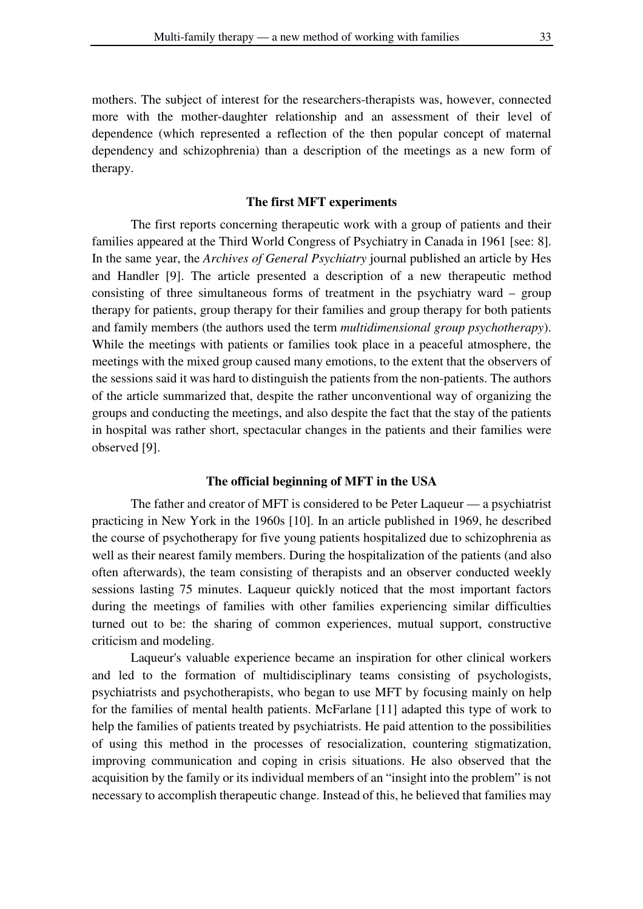mothers. The subject of interest for the researchers-therapists was, however, connected more with the mother-daughter relationship and an assessment of their level of dependence (which represented a reflection of the then popular concept of maternal dependency and schizophrenia) than a description of the meetings as a new form of therapy.

### The first MFT experiments

The first reports concerning therapeutic work with a group of patients and their families appeared at the Third World Congress of Psychiatry in Canada in 1961 [see: 8]. In the same year, the *Archives of General Psychiatry* journal published an article by Hes and Handler [9]. The article presented a description of a new therapeutic method consisting of three simultaneous forms of treatment in the psychiatry ward – group therapy for patients, group therapy for their families and group therapy for both patients and family members (the authors used the term *multidimensional group psychotherapy*). While the meetings with patients or families took place in a peaceful atmosphere, the meetings with the mixed group caused many emotions, to the extent that the observers of the sessions said it was hard to distinguish the patients from the non-patients. The authors of the article summarized that, despite the rather unconventional way of organizing the groups and conducting the meetings, and also despite the fact that the stay of the patients in hospital was rather short, spectacular changes in the patients and their families were observed [9].

### The official beginning of MFT in the USA

The father and creator of MFT is considered to be Peter Laqueur — a psychiatrist practicing in New York in the 1960s [10]. In an article published in 1969, he described the course of psychotherapy for five young patients hospitalized due to schizophrenia as well as their nearest family members. During the hospitalization of the patients (and also often afterwards), the team consisting of therapists and an observer conducted weekly sessions lasting 75 minutes. Laqueur quickly noticed that the most important factors during the meetings of families with other families experiencing similar difficulties turned out to be: the sharing of common experiences, mutual support, constructive criticism and modeling.

Laqueur's valuable experience became an inspiration for other clinical workers and led to the formation of multidisciplinary teams consisting of psychologists, psychiatrists and psychotherapists, who began to use MFT by focusing mainly on help for the families of mental health patients. McFarlane [11] adapted this type of work to help the families of patients treated by psychiatrists. He paid attention to the possibilities of using this method in the processes of resocialization, countering stigmatization, improving communication and coping in crisis situations. He also observed that the acquisition by the family or its individual members of an "insight into the problem" is not necessary to accomplish therapeutic change. Instead of this, he believed that families may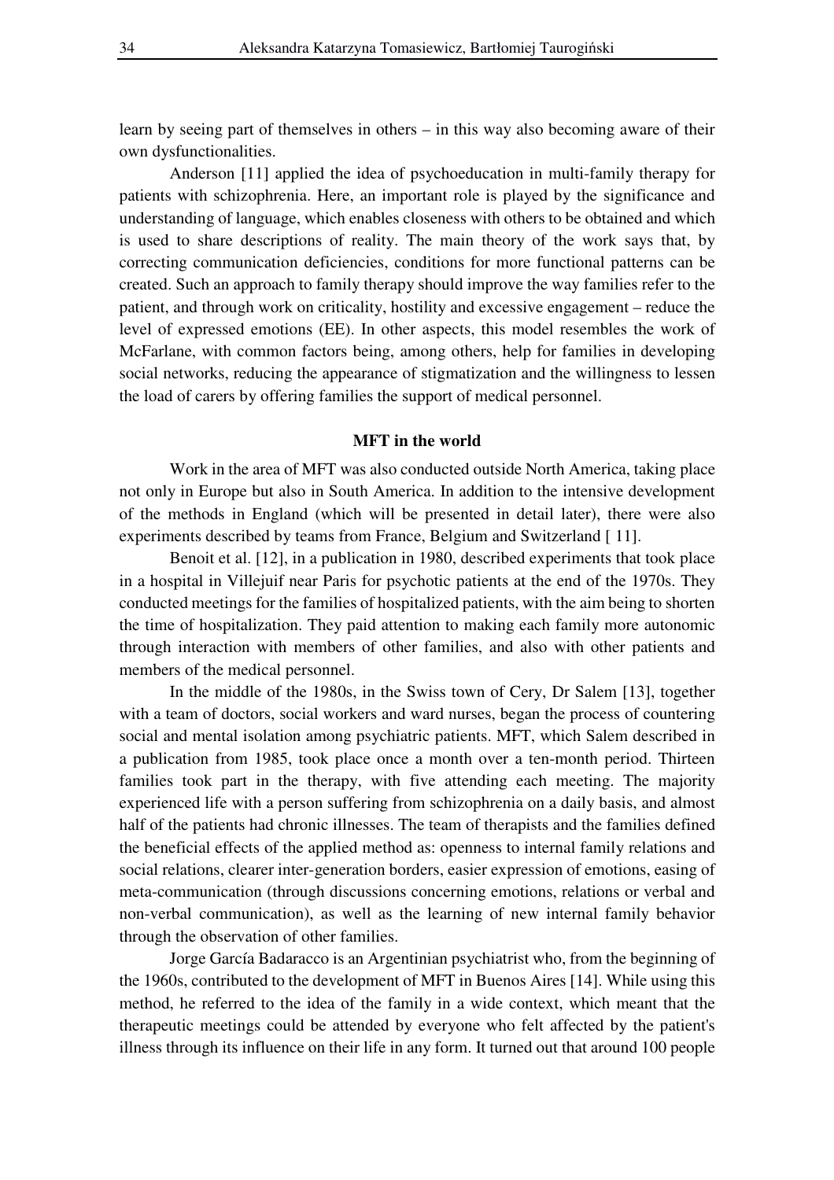learn by seeing part of themselves in others – in this way also becoming aware of their own dysfunctionalities.

Anderson [11] applied the idea of psychoeducation in multi-family therapy for patients with schizophrenia. Here, an important role is played by the significance and understanding of language, which enables closeness with others to be obtained and which is used to share descriptions of reality. The main theory of the work says that, by correcting communication deficiencies, conditions for more functional patterns can be created. Such an approach to family therapy should improve the way families refer to the patient, and through work on criticality, hostility and excessive engagement – reduce the level of expressed emotions (EE). In other aspects, this model resembles the work of McFarlane, with common factors being, among others, help for families in developing social networks, reducing the appearance of stigmatization and the willingness to lessen the load of carers by offering families the support of medical personnel.

## MFT in the world

Work in the area of MFT was also conducted outside North America, taking place not only in Europe but also in South America. In addition to the intensive development of the methods in England (which will be presented in detail later), there were also experiments described by teams from France, Belgium and Switzerland [ 11].

Benoit et al. [12], in a publication in 1980, described experiments that took place in a hospital in Villejuif near Paris for psychotic patients at the end of the 1970s. They conducted meetings for the families of hospitalized patients, with the aim being to shorten the time of hospitalization. They paid attention to making each family more autonomic through interaction with members of other families, and also with other patients and members of the medical personnel.

In the middle of the 1980s, in the Swiss town of Cery, Dr Salem [13], together with a team of doctors, social workers and ward nurses, began the process of countering social and mental isolation among psychiatric patients. MFT, which Salem described in a publication from 1985, took place once a month over a ten-month period. Thirteen families took part in the therapy, with five attending each meeting. The majority experienced life with a person suffering from schizophrenia on a daily basis, and almost half of the patients had chronic illnesses. The team of therapists and the families defined the beneficial effects of the applied method as: openness to internal family relations and social relations, clearer inter-generation borders, easier expression of emotions, easing of meta-communication (through discussions concerning emotions, relations or verbal and non-verbal communication), as well as the learning of new internal family behavior through the observation of other families.

Jorge García Badaracco is an Argentinian psychiatrist who, from the beginning of the 1960s, contributed to the development of MFT in Buenos Aires [14]. While using this method, he referred to the idea of the family in a wide context, which meant that the therapeutic meetings could be attended by everyone who felt affected by the patient's illness through its influence on their life in any form. It turned out that around 100 people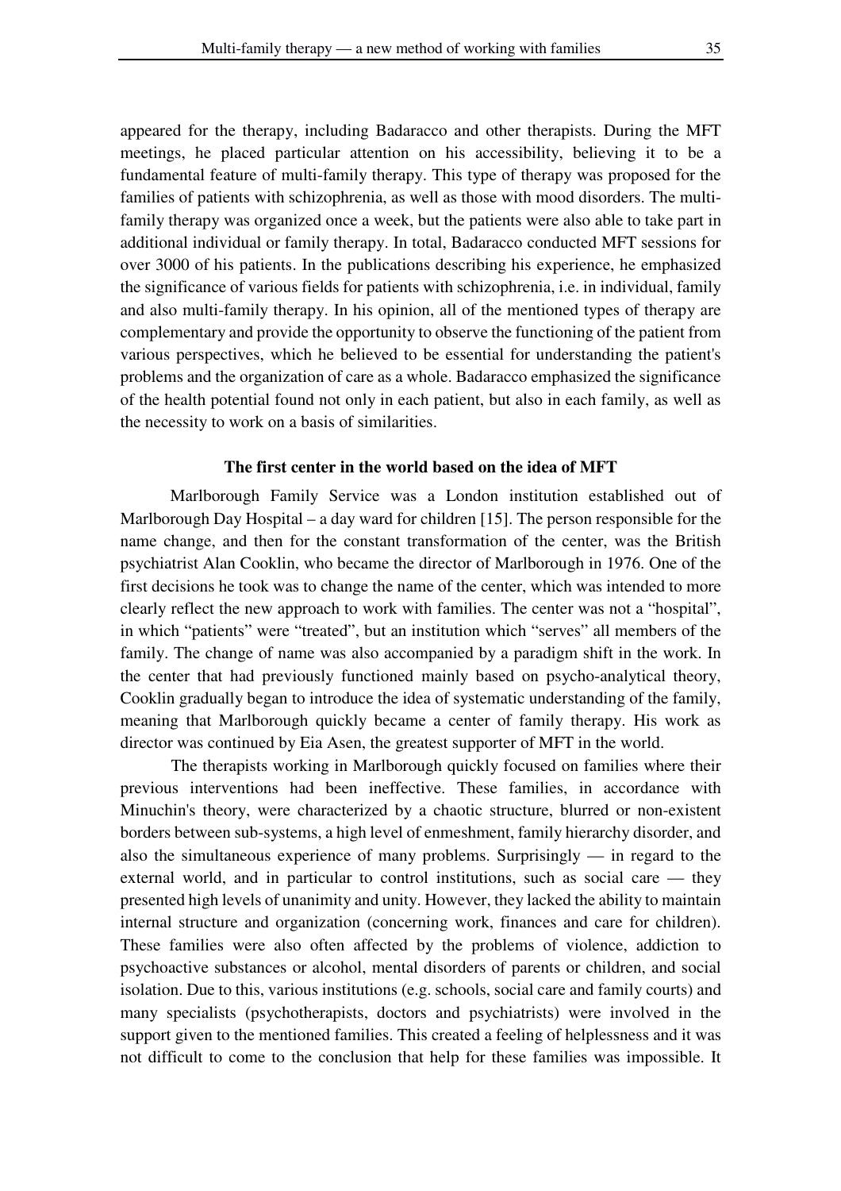appeared for the therapy, including Badaracco and other therapists. During the MFT meetings, he placed particular attention on his accessibility, believing it to be a fundamental feature of multi-family therapy. This type of therapy was proposed for the families of patients with schizophrenia, as well as those with mood disorders. The multi-family therapy was organized once a week, but the patients were also able to take part in additional individual or family therapy. In total, Badaracco conducted MFT sessions for over 3000 of his patients. In the publications describing his experience, he emphasized the significance of various fields for patients with schizophrenia, i.e. in individual, family and also multi-family therapy. In his opinion, all of the mentioned types of therapy are complementary and provide the opportunity to observe the functioning of the patient from various perspectives, which he believed to be essential for understanding the patient's problems and the organization of care as a whole. Badaracco emphasized the significance of the health potential found not only in each patient, but also in each family, as well as the necessity to work on a basis of similarities.

### The first center in the world based on the idea of MFT

Marlborough Family Service was a London institution established out of Marlborough Day Hospital – a day ward for children [15]. The person responsible for the name change, and then for the constant transformation of the center, was the British psychiatrist Alan Cooklin, who became the director of Marlborough in 1976. One of the first decisions he took was to change the name of the center, which was intended to more clearly reflect the new approach to work with families. The center was not a "hospital", in which "patients" were "treated", but an institution which "serves" all members of the family. The change of name was also accompanied by a paradigm shift in the work. In the center that had previously functioned mainly based on psycho-analytical theory, Cooklin gradually began to introduce the idea of systematic understanding of the family, meaning that Marlborough quickly became a center of family therapy. His work as director was continued by Eia Asen, the greatest supporter of MFT in the world.

The therapists working in Marlborough quickly focused on families where their previous interventions had been ineffective. These families, in accordance with Minuchin's theory, were characterized by a chaotic structure, blurred or non-existent borders between sub-systems, a high level of enmeshment, family hierarchy disorder, and also the simultaneous experience of many problems. Surprisingly — in regard to the external world, and in particular to control institutions, such as social care — they presented high levels of unanimity and unity. However, they lacked the ability to maintain internal structure and organization (concerning work, finances and care for children). These families were also often affected by the problems of violence, addiction to psychoactive substances or alcohol, mental disorders of parents or children, and social isolation. Due to this, various institutions (e.g. schools, social care and family courts) and many specialists (psychotherapists, doctors and psychiatrists) were involved in the support given to the mentioned families. This created a feeling of helplessness and it was not difficult to come to the conclusion that help for these families was impossible. It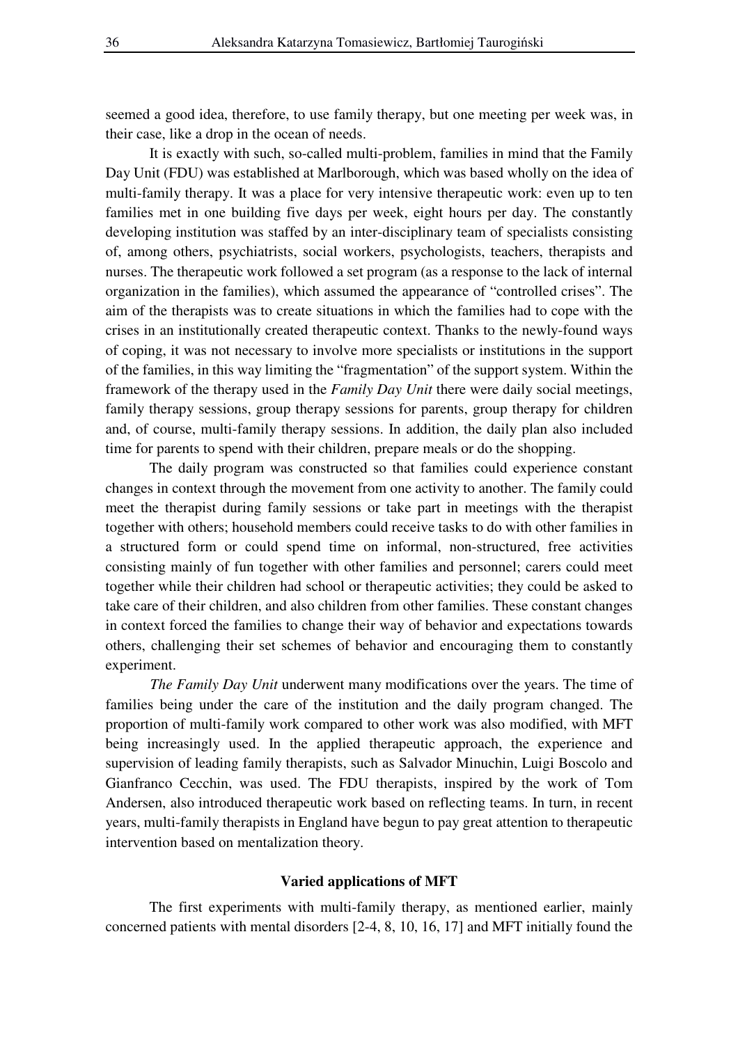seemed a good idea, therefore, to use family therapy, but one meeting per week was, in their case, like a drop in the ocean of needs.

It is exactly with such, so-called multi-problem, families in mind that the Family Day Unit (FDU) was established at Marlborough, which was based wholly on the idea of multi-family therapy. It was a place for very intensive therapeutic work: even up to ten families met in one building five days per week, eight hours per day. The constantly developing institution was staffed by an inter-disciplinary team of specialists consisting of, among others, psychiatrists, social workers, psychologists, teachers, therapists and nurses. The therapeutic work followed a set program (as a response to the lack of internal organization in the families), which assumed the appearance of "controlled crises". The aim of the therapists was to create situations in which the families had to cope with the crises in an institutionally created therapeutic context. Thanks to the newly-found ways of coping, it was not necessary to involve more specialists or institutions in the support of the families, in this way limiting the "fragmentation" of the support system. Within the framework of the therapy used in the *Family Day Unit* there were daily social meetings, family therapy sessions, group therapy sessions for parents, group therapy for children and, of course, multi-family therapy sessions. In addition, the daily plan also included time for parents to spend with their children, prepare meals or do the shopping.

The daily program was constructed so that families could experience constant changes in context through the movement from one activity to another. The family could meet the therapist during family sessions or take part in meetings with the therapist together with others; household members could receive tasks to do with other families in a structured form or could spend time on informal, non-structured, free activities consisting mainly of fun together with other families and personnel; carers could meet together while their children had school or therapeutic activities; they could be asked to take care of their children, and also children from other families. These constant changes in context forced the families to change their way of behavior and expectations towards others, challenging their set schemes of behavior and encouraging them to constantly experiment.

*The Family Day Unit* underwent many modifications over the years. The time of families being under the care of the institution and the daily program changed. The proportion of multi-family work compared to other work was also modified, with MFT being increasingly used. In the applied therapeutic approach, the experience and supervision of leading family therapists, such as Salvador Minuchin, Luigi Boscolo and Gianfranco Cecchin, was used. The FDU therapists, inspired by the work of Tom Andersen, also introduced therapeutic work based on reflecting teams. In turn, in recent years, multi-family therapists in England have begun to pay great attention to therapeutic intervention based on mentalization theory.

## Varied applications of MFT

The first experiments with multi-family therapy, as mentioned earlier, mainly concerned patients with mental disorders [2-4, 8, 10, 16, 17] and MFT initially found the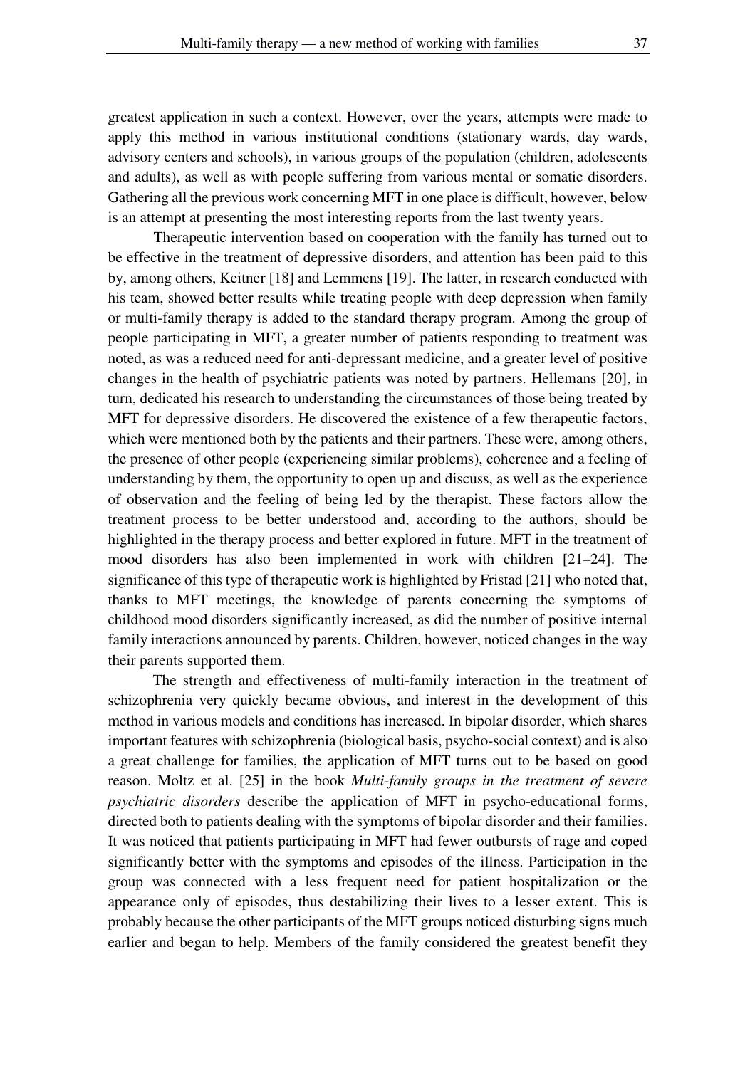greatest application in such a context. However, over the years, attempts were made to apply this method in various institutional conditions (stationary wards, day wards, advisory centers and schools), in various groups of the population (children, adolescents and adults), as well as with people suffering from various mental or somatic disorders. Gathering all the previous work concerning MFT in one place is difficult, however, below is an attempt at presenting the most interesting reports from the last twenty years.

Therapeutic intervention based on cooperation with the family has turned out to be effective in the treatment of depressive disorders, and attention has been paid to this by, among others, Keitner [18] and Lemmens [19]. The latter, in research conducted with his team, showed better results while treating people with deep depression when family or multi-family therapy is added to the standard therapy program. Among the group of people participating in MFT, a greater number of patients responding to treatment was noted, as was a reduced need for anti-depressant medicine, and a greater level of positive changes in the health of psychiatric patients was noted by partners. Hellemans [20], in turn, dedicated his research to understanding the circumstances of those being treated by MFT for depressive disorders. He discovered the existence of a few therapeutic factors, which were mentioned both by the patients and their partners. These were, among others, the presence of other people (experiencing similar problems), coherence and a feeling of understanding by them, the opportunity to open up and discuss, as well as the experience of observation and the feeling of being led by the therapist. These factors allow the treatment process to be better understood and, according to the authors, should be highlighted in the therapy process and better explored in future. MFT in the treatment of mood disorders has also been implemented in work with children [21–24]. The significance of this type of therapeutic work is highlighted by Fristad [21] who noted that, thanks to MFT meetings, the knowledge of parents concerning the symptoms of childhood mood disorders significantly increased, as did the number of positive internal family interactions announced by parents. Children, however, noticed changes in the way their parents supported them.

The strength and effectiveness of multi-family interaction in the treatment of schizophrenia very quickly became obvious, and interest in the development of this method in various models and conditions has increased. In bipolar disorder, which shares important features with schizophrenia (biological basis, psycho-social context) and is also a great challenge for families, the application of MFT turns out to be based on good reason. Moltz et al. [25] in the book *Multi-family groups in the treatment of severe psychiatric disorders* describe the application of MFT in psycho-educational forms, directed both to patients dealing with the symptoms of bipolar disorder and their families. It was noticed that patients participating in MFT had fewer outbursts of rage and coped significantly better with the symptoms and episodes of the illness. Participation in the group was connected with a less frequent need for patient hospitalization or the appearance only of episodes, thus destabilizing their lives to a lesser extent. This is probably because the other participants of the MFT groups noticed disturbing signs much earlier and began to help. Members of the family considered the greatest benefit they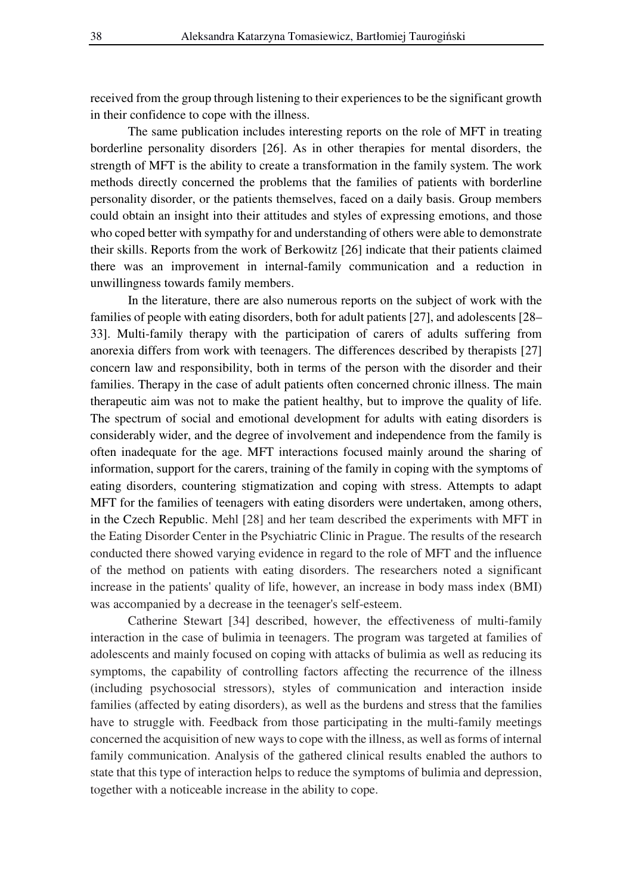received from the group through listening to their experiences to be the significant growth in their confidence to cope with the illness.

The same publication includes interesting reports on the role of MFT in treating borderline personality disorders [26]. As in other therapies for mental disorders, the strength of MFT is the ability to create a transformation in the family system. The work methods directly concerned the problems that the families of patients with borderline personality disorder, or the patients themselves, faced on a daily basis. Group members could obtain an insight into their attitudes and styles of expressing emotions, and those who coped better with sympathy for and understanding of others were able to demonstrate their skills. Reports from the work of Berkowitz [26] indicate that their patients claimed there was an improvement in internal-family communication and a reduction in unwillingness towards family members.

In the literature, there are also numerous reports on the subject of work with the families of people with eating disorders, both for adult patients [27], and adolescents [28–33]. Multi-family therapy with the participation of carers of adults suffering from anorexia differs from work with teenagers. The differences described by therapists [27] concern law and responsibility, both in terms of the person with the disorder and their families. Therapy in the case of adult patients often concerned chronic illness. The main therapeutic aim was not to make the patient healthy, but to improve the quality of life. The spectrum of social and emotional development for adults with eating disorders is considerably wider, and the degree of involvement and independence from the family is often inadequate for the age. MFT interactions focused mainly around the sharing of information, support for the carers, training of the family in coping with the symptoms of eating disorders, countering stigmatization and coping with stress. Attempts to adapt MFT for the families of teenagers with eating disorders were undertaken, among others, in the Czech Republic. Mehl [28] and her team described the experiments with MFT in the Eating Disorder Center in the Psychiatric Clinic in Prague. The results of the research conducted there showed varying evidence in regard to the role of MFT and the influence of the method on patients with eating disorders. The researchers noted a significant increase in the patients' quality of life, however, an increase in body mass index (BMI) was accompanied by a decrease in the teenager's self-esteem.

Catherine Stewart [34] described, however, the effectiveness of multi-family interaction in the case of bulimia in teenagers. The program was targeted at families of adolescents and mainly focused on coping with attacks of bulimia as well as reducing its symptoms, the capability of controlling factors affecting the recurrence of the illness (including psychosocial stressors), styles of communication and interaction inside families (affected by eating disorders), as well as the burdens and stress that the families have to struggle with. Feedback from those participating in the multi-family meetings concerned the acquisition of new ways to cope with the illness, as well as forms of internal family communication. Analysis of the gathered clinical results enabled the authors to state that this type of interaction helps to reduce the symptoms of bulimia and depression, together with a noticeable increase in the ability to cope.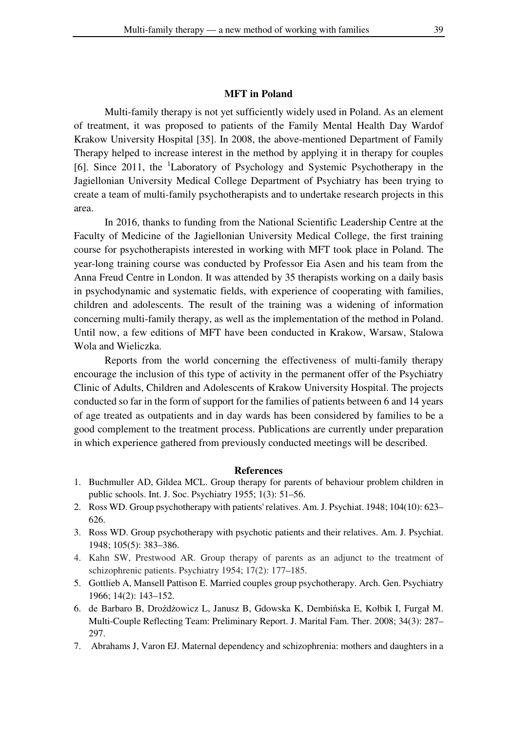## MFT in Poland

Multi-family therapy is not yet sufficiently widely used in Poland. As an element of treatment, it was proposed to patients of the Family Mental Health Day Wardof Krakow University Hospital [35]. In 2008, the above-mentioned Department of Family Therapy helped to increase interest in the method by applying it in therapy for couples [6]. Since 2011, the [1]Laboratory of Psychology and Systemic Psychotherapy in the Jagiellonian University Medical College Department of Psychiatry has been trying to create a team of multi-family psychotherapists and to undertake research projects in this area.

In 2016, thanks to funding from the National Scientific Leadership Centre at the Faculty of Medicine of the Jagiellonian University Medical College, the first training course for psychotherapists interested in working with MFT took place in Poland. The year-long training course was conducted by Professor Eia Asen and his team from the Anna Freud Centre in London. It was attended by 35 therapists working on a daily basis in psychodynamic and systematic fields, with experience of cooperating with families, children and adolescents. The result of the training was a widening of information concerning multi-family therapy, as well as the implementation of the method in Poland. Until now, a few editions of MFT have been conducted in Krakow, Warsaw, Stalowa Wola and Wieliczka.

Reports from the world concerning the effectiveness of multi-family therapy encourage the inclusion of this type of activity in the permanent offer of the Psychiatry Clinic of Adults, Children and Adolescents of Krakow University Hospital. The projects conducted so far in the form of support for the families of patients between 6 and 14 years of age treated as outpatients and in day wards has been considered by families to be a good complement to the treatment process. Publications are currently under preparation in which experience gathered from previously conducted meetings will be described.

## References

1. Buchmuller AD, Gildea MCL. Group therapy for parents of behaviour problem children in public schools. Int. J. Soc. Psychiatry 1955; 1(3): 51–56.
2. Ross WD. Group psychotherapy with patients' relatives. Am. J. Psychiat. 1948; 104(10): 623–626.
3. Ross WD. Group psychotherapy with psychotic patients and their relatives. Am. J. Psychiat. 1948; 105(5): 383–386.
4. Kahn SW, Prestwood AR. Group therapy of parents as an adjunct to the treatment of schizophrenic patients. Psychiatry 1954; 17(2): 177–185.
5. Gottlieb A, Mansell Pattison E. Married couples group psychotherapy. Arch. Gen. Psychiatry 1966; 14(2): 143–152.
6. de Barbaro B, Drożdżowicz L, Janusz B, Gdowska K, Dembińska E, Kołbik I, Furgał M. Multi-Couple Reflecting Team: Preliminary Report. J. Marital Fam. Ther. 2008; 34(3): 287–297.
7. Abrahams J, Varon EJ. Maternal dependency and schizophrenia: mothers and daughters in a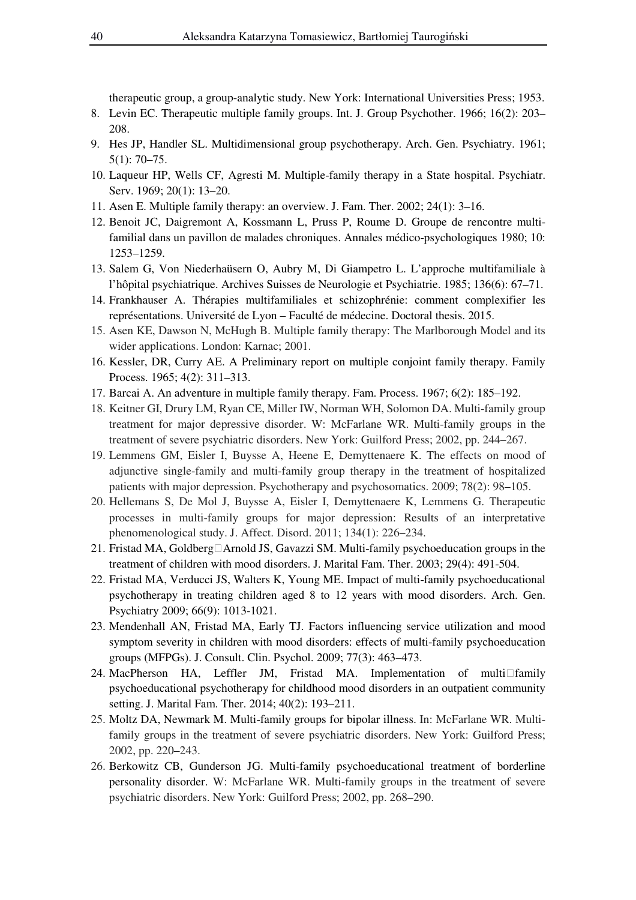therapeutic group, a group-analytic study. New York: International Universities Press; 1953.

8. Levin EC. Therapeutic multiple family groups. Int. J. Group Psychother. 1966; 16(2): 203–208.
9. Hes JP, Handler SL. Multidimensional group psychotherapy. Arch. Gen. Psychiatry. 1961; 5(1): 70–75.
10. Laqueur HP, Wells CF, Agresti M. Multiple-family therapy in a State hospital. Psychiatr. Serv. 1969; 20(1): 13–20.
11. Asen E. Multiple family therapy: an overview. J. Fam. Ther. 2002; 24(1): 3–16.
12. Benoit JC, Daigremont A, Kossmann L, Pruss P, Roume D. Groupe de rencontre multi-familial dans un pavillon de malades chroniques. Annales médico-psychologiques 1980; 10: 1253–1259.
13. Salem G, Von Niederhaüsern O, Aubry M, Di Giampetro L. L'approche multifamiliale à l'hôpital psychiatrique. Archives Suisses de Neurologie et Psychiatrie. 1985; 136(6): 67–71.
14. Frankhauser A. Thérapies multifamiliales et schizophrénie: comment complexifier les représentations. Université de Lyon – Faculté de médecine. Doctoral thesis. 2015.
15. Asen KE, Dawson N, McHugh B. Multiple family therapy: The Marlborough Model and its wider applications. London: Karnac; 2001.
16. Kessler, DR, Curry AE. A Preliminary report on multiple conjoint family therapy. Family Process. 1965; 4(2): 311–313.
17. Barcai A. An adventure in multiple family therapy. Fam. Process. 1967; 6(2): 185–192.
18. Keitner GI, Drury LM, Ryan CE, Miller IW, Norman WH, Solomon DA. Multi-family group treatment for major depressive disorder. W: McFarlane WR. Multi-family groups in the treatment of severe psychiatric disorders. New York: Guilford Press; 2002, pp. 244–267.
19. Lemmens GM, Eisler I, Buysse A, Heene E, Demyttenaere K. The effects on mood of adjunctive single-family and multi-family group therapy in the treatment of hospitalized patients with major depression. Psychotherapy and psychosomatics. 2009; 78(2): 98–105.
20. Hellemans S, De Mol J, Buysse A, Eisler I, Demyttenaere K, Lemmens G. Therapeutic processes in multi-family groups for major depression: Results of an interpretative phenomenological study. J. Affect. Disord. 2011; 134(1): 226–234.
21. Fristad MA, Goldberg□Arnold JS, Gavazzi SM. Multi-family psychoeducation groups in the treatment of children with mood disorders. J. Marital Fam. Ther. 2003; 29(4): 491-504.
22. Fristad MA, Verducci JS, Walters K, Young ME. Impact of multi-family psychoeducational psychotherapy in treating children aged 8 to 12 years with mood disorders. Arch. Gen. Psychiatry 2009; 66(9): 1013-1021.
23. Mendenhall AN, Fristad MA, Early TJ. Factors influencing service utilization and mood symptom severity in children with mood disorders: effects of multi-family psychoeducation groups (MFPGs). J. Consult. Clin. Psychol. 2009; 77(3): 463–473.
24. MacPherson HA, Leffler JM, Fristad MA. Implementation of multi□family psychoeducational psychotherapy for childhood mood disorders in an outpatient community setting. J. Marital Fam. Ther. 2014; 40(2): 193–211.
25. Moltz DA, Newmark M. Multi-family groups for bipolar illness. In: McFarlane WR. Multi-family groups in the treatment of severe psychiatric disorders. New York: Guilford Press; 2002, pp. 220–243.
26. Berkowitz CB, Gunderson JG. Multi-family psychoeducational treatment of borderline personality disorder. W: McFarlane WR. Multi-family groups in the treatment of severe psychiatric disorders. New York: Guilford Press; 2002, pp. 268–290.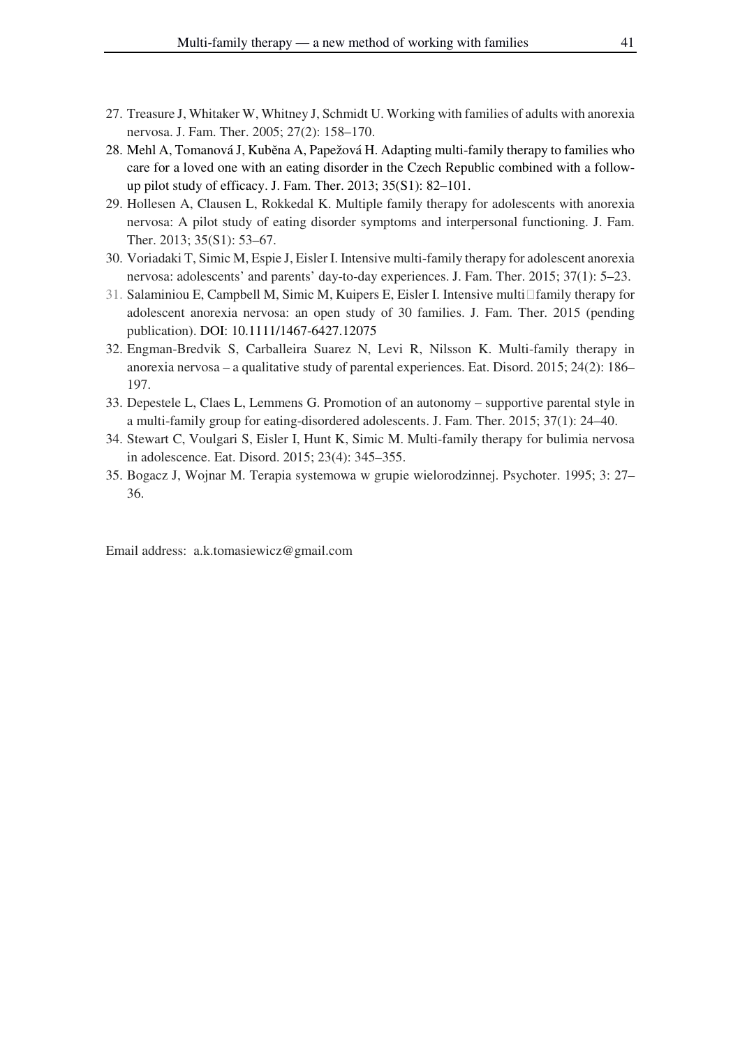27. Treasure J, Whitaker W, Whitney J, Schmidt U. Working with families of adults with anorexia nervosa. J. Fam. Ther. 2005; 27(2): 158–170.
28. Mehl A, Tomanová J, Kuběna A, Papežová H. Adapting multi-family therapy to families who care for a loved one with an eating disorder in the Czech Republic combined with a follow-up pilot study of efficacy. J. Fam. Ther. 2013; 35(S1): 82–101.
29. Hollesen A, Clausen L, Rokkedal K. Multiple family therapy for adolescents with anorexia nervosa: A pilot study of eating disorder symptoms and interpersonal functioning. J. Fam. Ther. 2013; 35(S1): 53–67.
30. Voriadaki T, Simic M, Espie J, Eisler I. Intensive multi-family therapy for adolescent anorexia nervosa: adolescents' and parents' day-to-day experiences. J. Fam. Ther. 2015; 37(1): 5–23.
31. Salaminiou E, Campbell M, Simic M, Kuipers E, Eisler I. Intensive multi family therapy for adolescent anorexia nervosa: an open study of 30 families. J. Fam. Ther. 2015 (pending publication). DOI: 10.1111/1467-6427.12075
32. Engman-Bredvik S, Carballeira Suarez N, Levi R, Nilsson K. Multi-family therapy in anorexia nervosa – a qualitative study of parental experiences. Eat. Disord. 2015; 24(2): 186–197.
33. Depestele L, Claes L, Lemmens G. Promotion of an autonomy – supportive parental style in a multi-family group for eating-disordered adolescents. J. Fam. Ther. 2015; 37(1): 24–40.
34. Stewart C, Voulgari S, Eisler I, Hunt K, Simic M. Multi-family therapy for bulimia nervosa in adolescence. Eat. Disord. 2015; 23(4): 345–355.
35. Bogacz J, Wojnar M. Terapia systemowa w grupie wielorodzinnej. Psychoter. 1995; 3: 27–36.

Email address: a.k.tomasiewicz@gmail.com